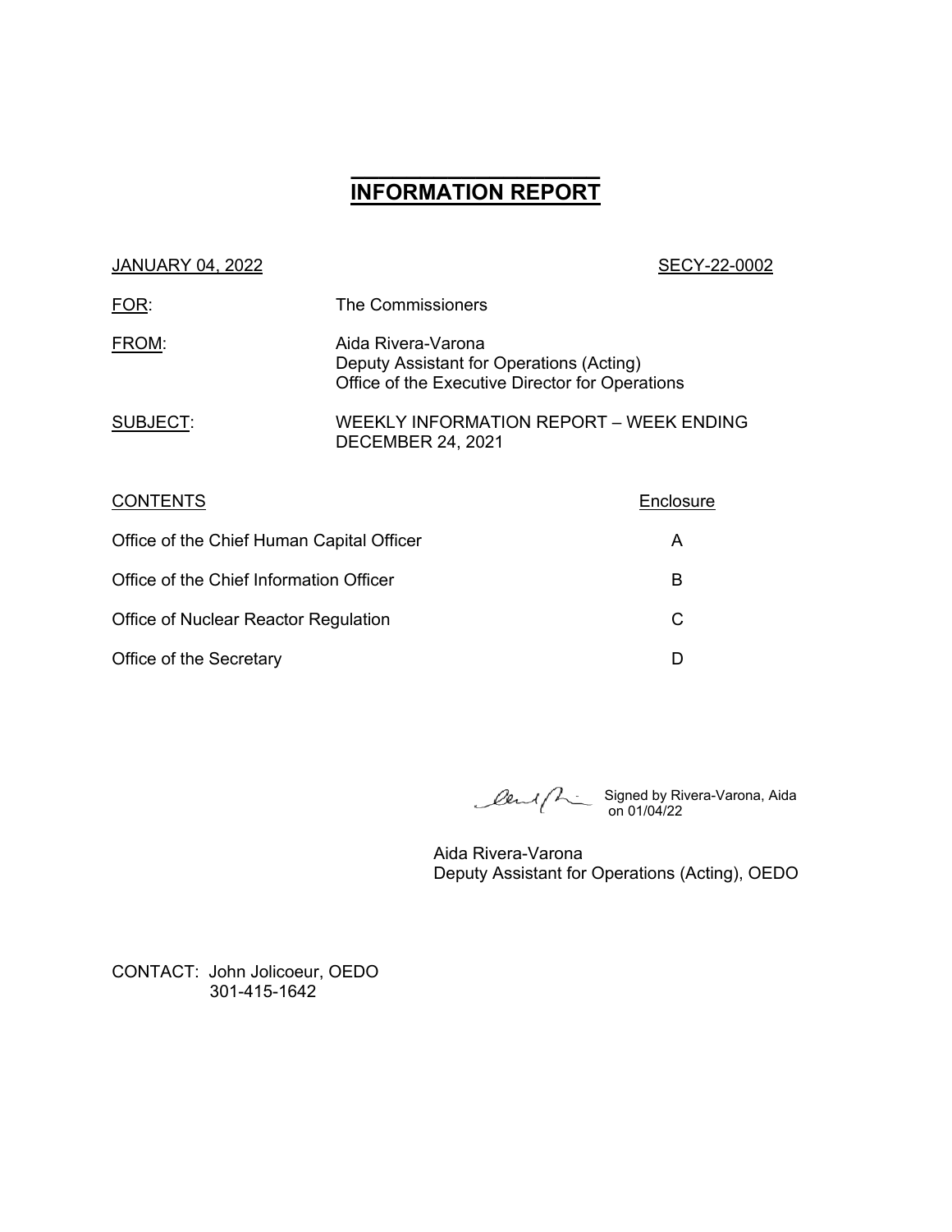# INFORMATION REPORT

JANUARY 04, 2022 SECY-22-0002

FOR: The Commissioners

FROM: Aida Rivera-Varona
Deputy Assistant for Operations (Acting)
Office of the Executive Director for Operations

SUBJECT: WEEKLY INFORMATION REPORT – WEEK ENDING DECEMBER 24, 2021

| CONTENTS | Enclosure |
|---|---|
| Office of the Chief Human Capital Officer | A |
| Office of the Chief Information Officer | B |
| Office of Nuclear Reactor Regulation | C |
| Office of the Secretary | D |

Signed by Rivera-Varona, Aida on 01/04/22

Aida Rivera-Varona
Deputy Assistant for Operations (Acting), OEDO

CONTACT: John Jolicoeur, OEDO
301-415-1642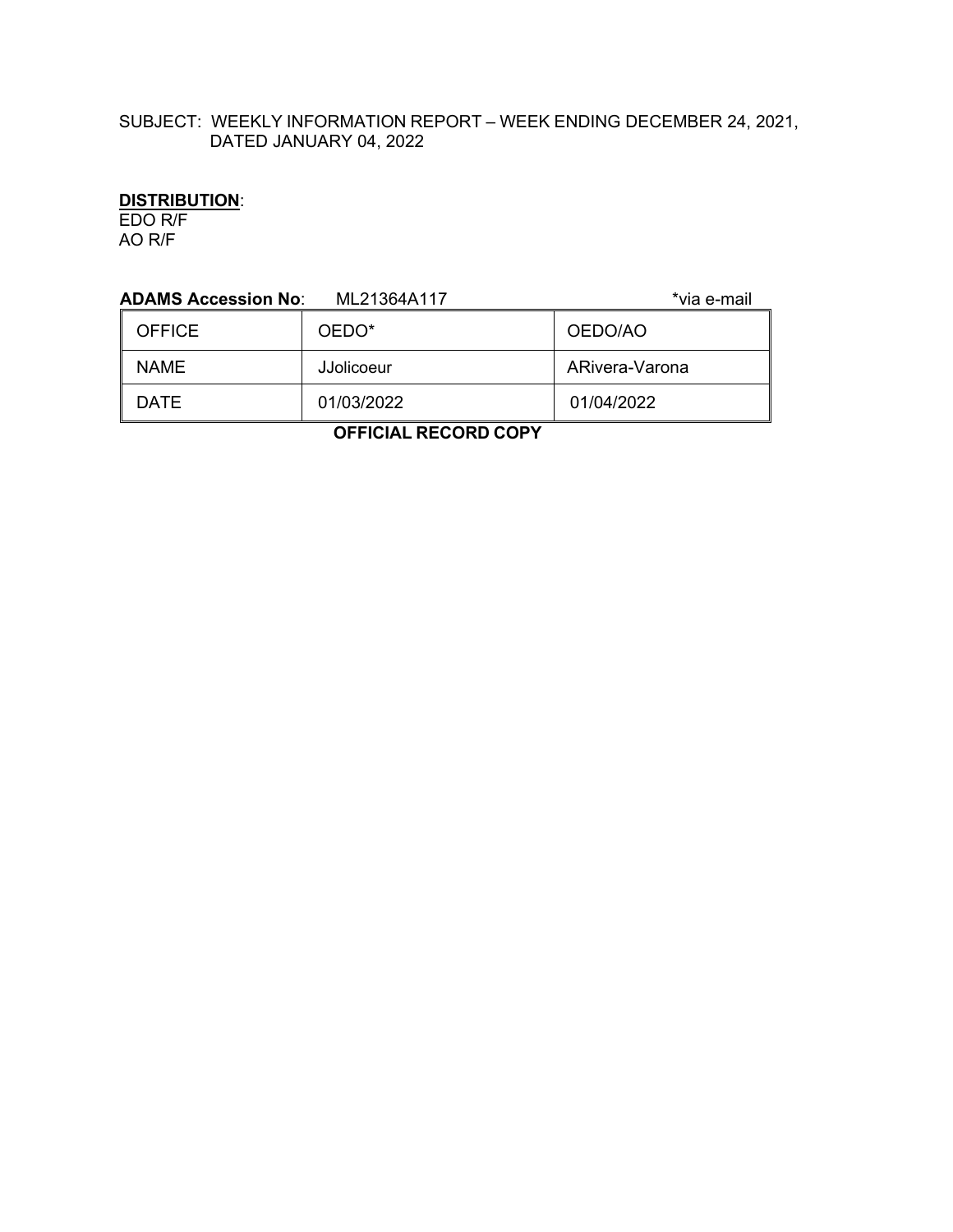SUBJECT: WEEKLY INFORMATION REPORT – WEEK ENDING DECEMBER 24, 2021, DATED JANUARY 04, 2022

**DISTRIBUTION**:
EDO R/F
AO R/F

**ADAMS Accession No**: ML21364A117 *via e-mail

| OFFICE | OEDO* | OEDO/AO |
|---|---|---|
| NAME | JJolicoeur | ARivera-Varona |
| DATE | 01/03/2022 | 01/04/2022 |

**OFFICIAL RECORD COPY**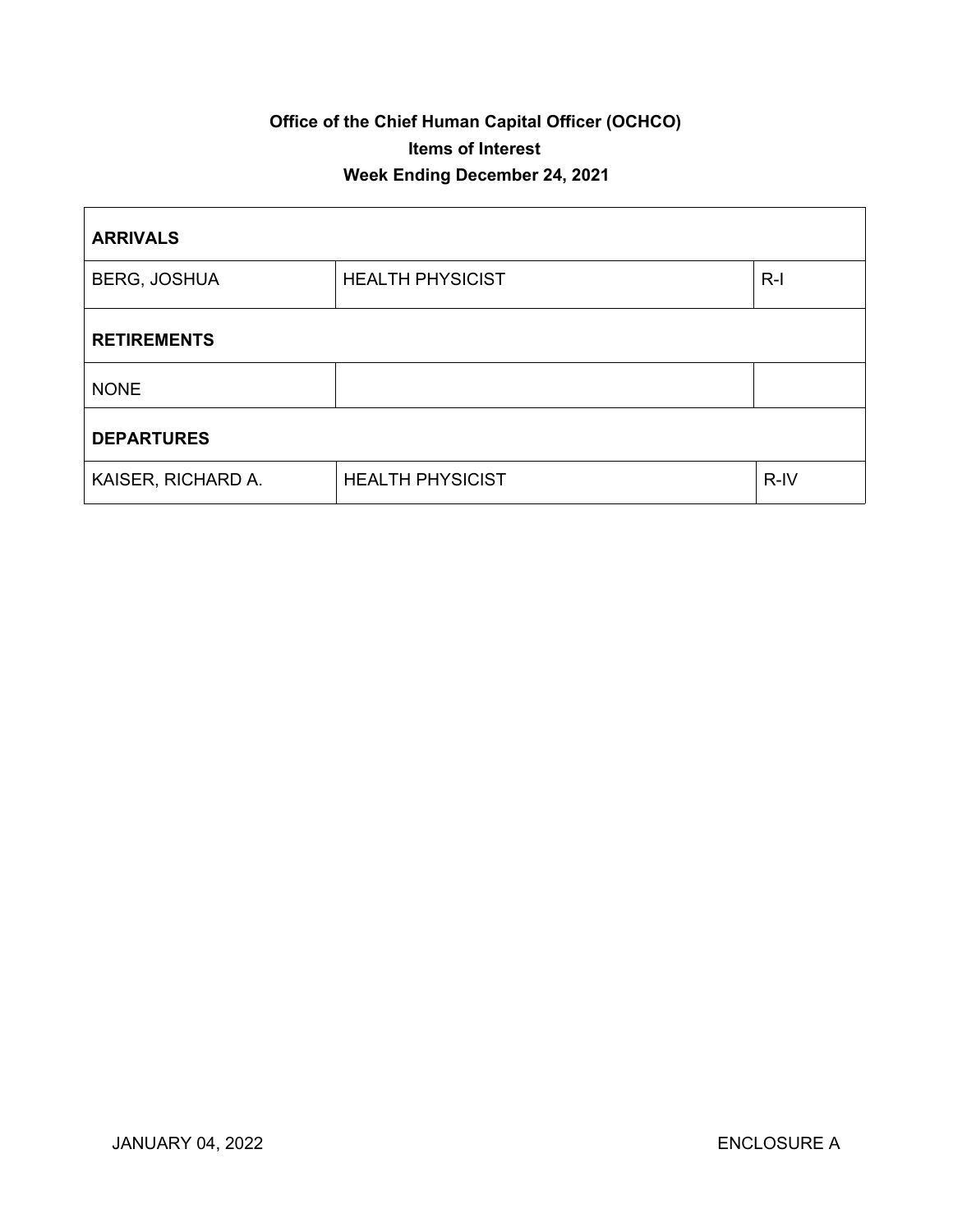**Office of the Chief Human Capital Officer (OCHCO)**

**Items of Interest**

**Week Ending December 24, 2021**

| **ARRIVALS** | | |
|---|---|---|
| BERG, JOSHUA | HEALTH PHYSICIST | R-I |
| **RETIREMENTS** | | |
| NONE | | |
| **DEPARTURES** | | |
| KAISER, RICHARD A. | HEALTH PHYSICIST | R-IV |

JANUARY 04, 2022 ENCLOSURE A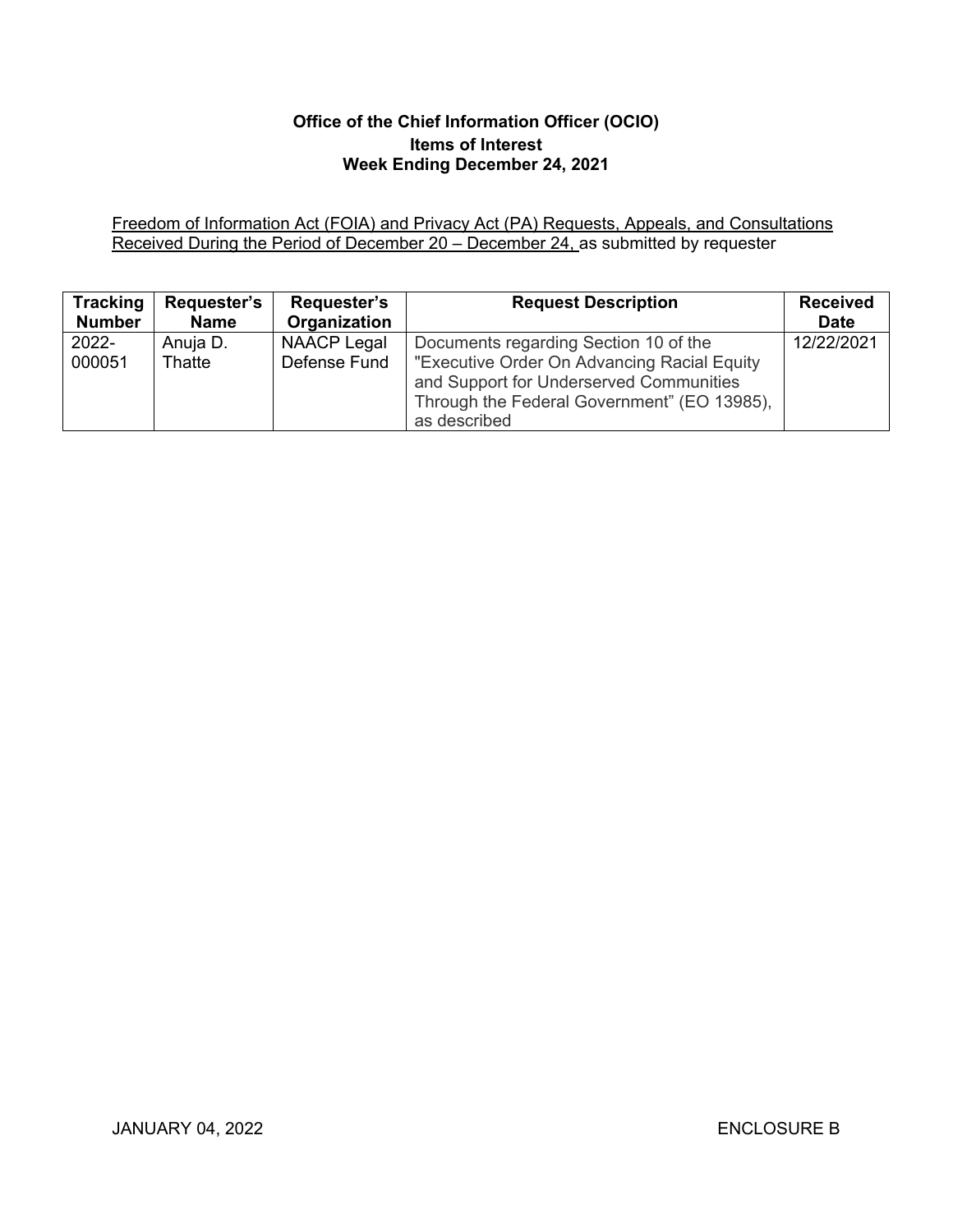**Office of the Chief Information Officer (OCIO)**
**Items of Interest**
**Week Ending December 24, 2021**

Freedom of Information Act (FOIA) and Privacy Act (PA) Requests, Appeals, and Consultations Received During the Period of December 20 – December 24, as submitted by requester

| Tracking Number | Requester's Name | Requester's Organization | Request Description | Received Date |
|---|---|---|---|---|
| 2022-000051 | Anuja D. Thatte | NAACP Legal Defense Fund | Documents regarding Section 10 of the "Executive Order On Advancing Racial Equity and Support for Underserved Communities Through the Federal Government" (EO 13985), as described | 12/22/2021 |

JANUARY 04, 2022 ENCLOSURE B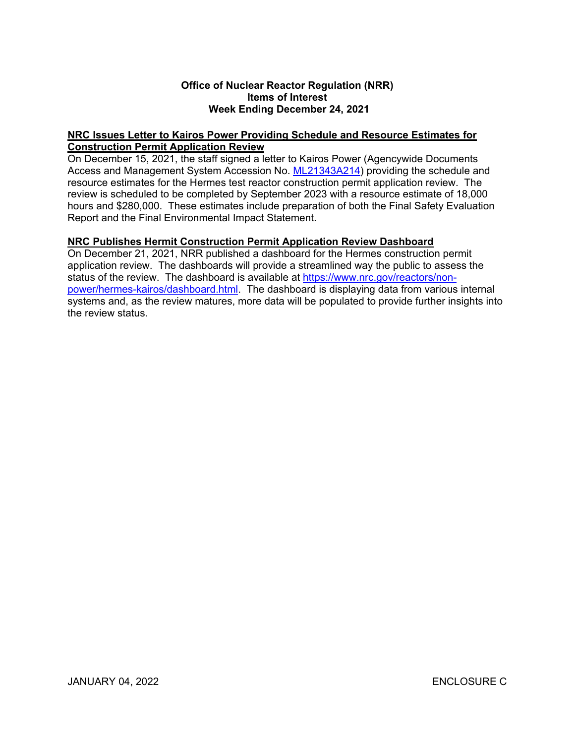**Office of Nuclear Reactor Regulation (NRR)**
**Items of Interest**
**Week Ending December 24, 2021**

**NRC Issues Letter to Kairos Power Providing Schedule and Resource Estimates for Construction Permit Application Review**

On December 15, 2021, the staff signed a letter to Kairos Power (Agencywide Documents Access and Management System Accession No. ML21343A214) providing the schedule and resource estimates for the Hermes test reactor construction permit application review. The review is scheduled to be completed by September 2023 with a resource estimate of 18,000 hours and $280,000. These estimates include preparation of both the Final Safety Evaluation Report and the Final Environmental Impact Statement.

**NRC Publishes Hermit Construction Permit Application Review Dashboard**

On December 21, 2021, NRR published a dashboard for the Hermes construction permit application review. The dashboards will provide a streamlined way the public to assess the status of the review. The dashboard is available at https://www.nrc.gov/reactors/non-power/hermes-kairos/dashboard.html. The dashboard is displaying data from various internal systems and, as the review matures, more data will be populated to provide further insights into the review status.

JANUARY 04, 2022 ENCLOSURE C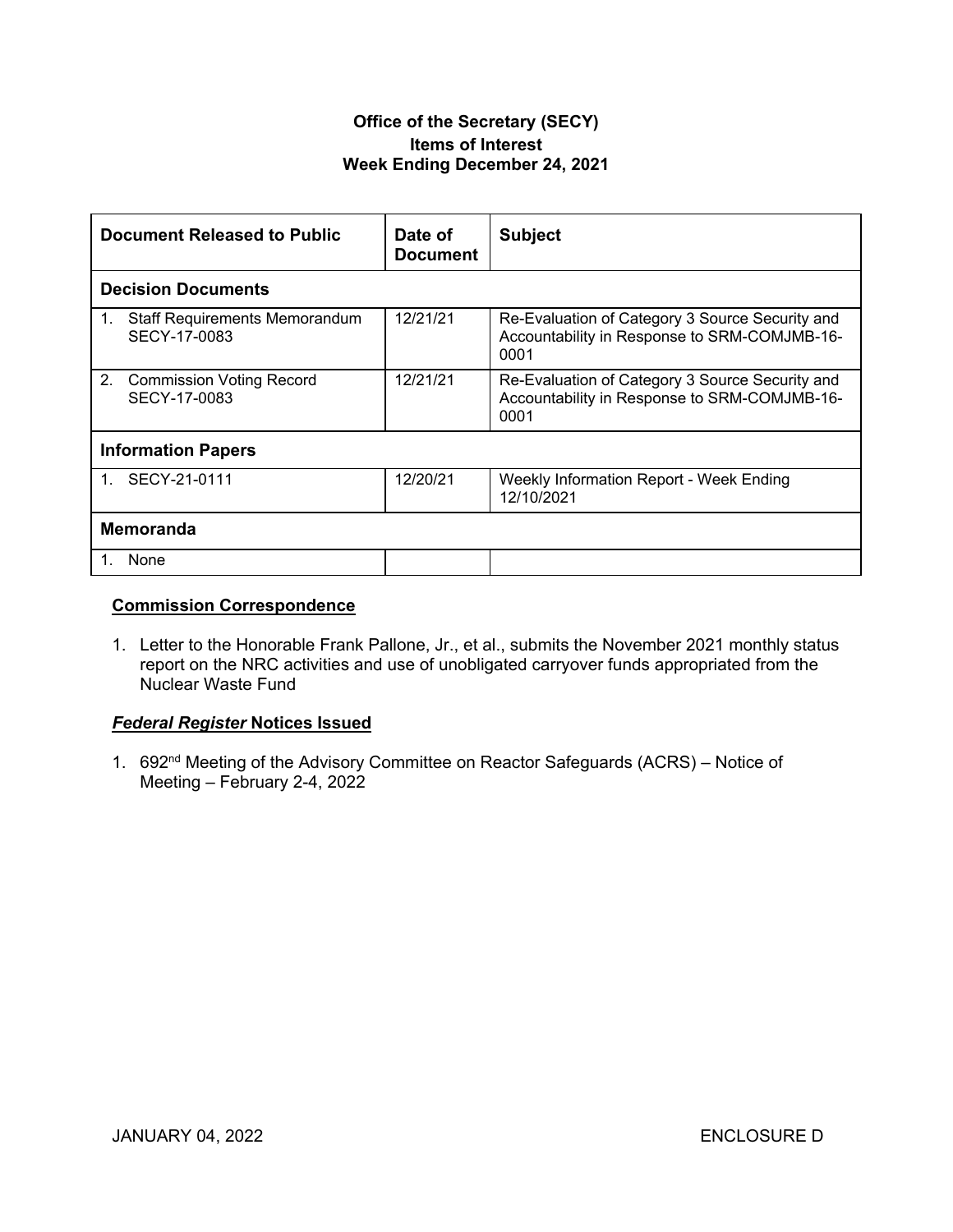**Office of the Secretary (SECY)**
**Items of Interest**
**Week Ending December 24, 2021**

| Document Released to Public | Date of Document | Subject |
|---|---|---|
| **Decision Documents** | | |
| 1. Staff Requirements Memorandum SECY-17-0083 | 12/21/21 | Re-Evaluation of Category 3 Source Security and Accountability in Response to SRM-COMJMB-16-0001 |
| 2. Commission Voting Record SECY-17-0083 | 12/21/21 | Re-Evaluation of Category 3 Source Security and Accountability in Response to SRM-COMJMB-16-0001 |
| **Information Papers** | | |
| 1. SECY-21-0111 | 12/20/21 | Weekly Information Report - Week Ending 12/10/2021 |
| **Memoranda** | | |
| 1. None | | |

**Commission Correspondence**

1. Letter to the Honorable Frank Pallone, Jr., et al., submits the November 2021 monthly status report on the NRC activities and use of unobligated carryover funds appropriated from the Nuclear Waste Fund

***Federal Register* Notices Issued**

1. 692nd Meeting of the Advisory Committee on Reactor Safeguards (ACRS) – Notice of Meeting – February 2-4, 2022

JANUARY 04, 2022 ENCLOSURE D